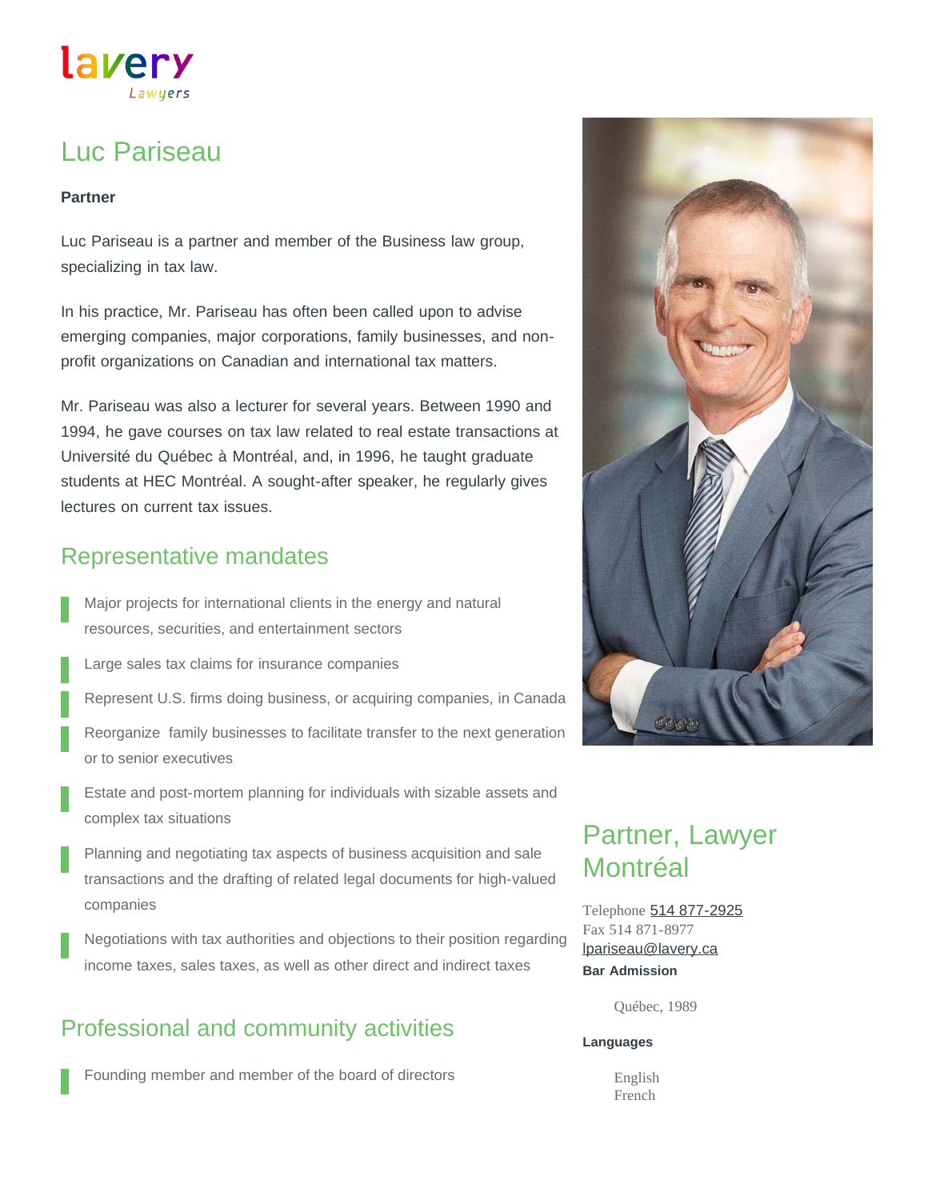lavery
Lawyers

# Luc Pariseau

**Partner**

Luc Pariseau is a partner and member of the Business law group, specializing in tax law.

In his practice, Mr. Pariseau has often been called upon to advise emerging companies, major corporations, family businesses, and non-profit organizations on Canadian and international tax matters.

Mr. Pariseau was also a lecturer for several years. Between 1990 and 1994, he gave courses on tax law related to real estate transactions at Université du Québec à Montréal, and, in 1996, he taught graduate students at HEC Montréal. A sought-after speaker, he regularly gives lectures on current tax issues.

## Representative mandates

- Major projects for international clients in the energy and natural resources, securities, and entertainment sectors
- Large sales tax claims for insurance companies
- Represent U.S. firms doing business, or acquiring companies, in Canada
- Reorganize family businesses to facilitate transfer to the next generation or to senior executives
- Estate and post-mortem planning for individuals with sizable assets and complex tax situations
- Planning and negotiating tax aspects of business acquisition and sale transactions and the drafting of related legal documents for high-valued companies
- Negotiations with tax authorities and objections to their position regarding income taxes, sales taxes, as well as other direct and indirect taxes

## Professional and community activities

- Founding member and member of the board of directors

## Partner, Lawyer Montréal

Telephone 514 877-2925
Fax 514 871-8977
lpariseau@lavery.ca

**Bar Admission**

Québec, 1989

**Languages**

English
French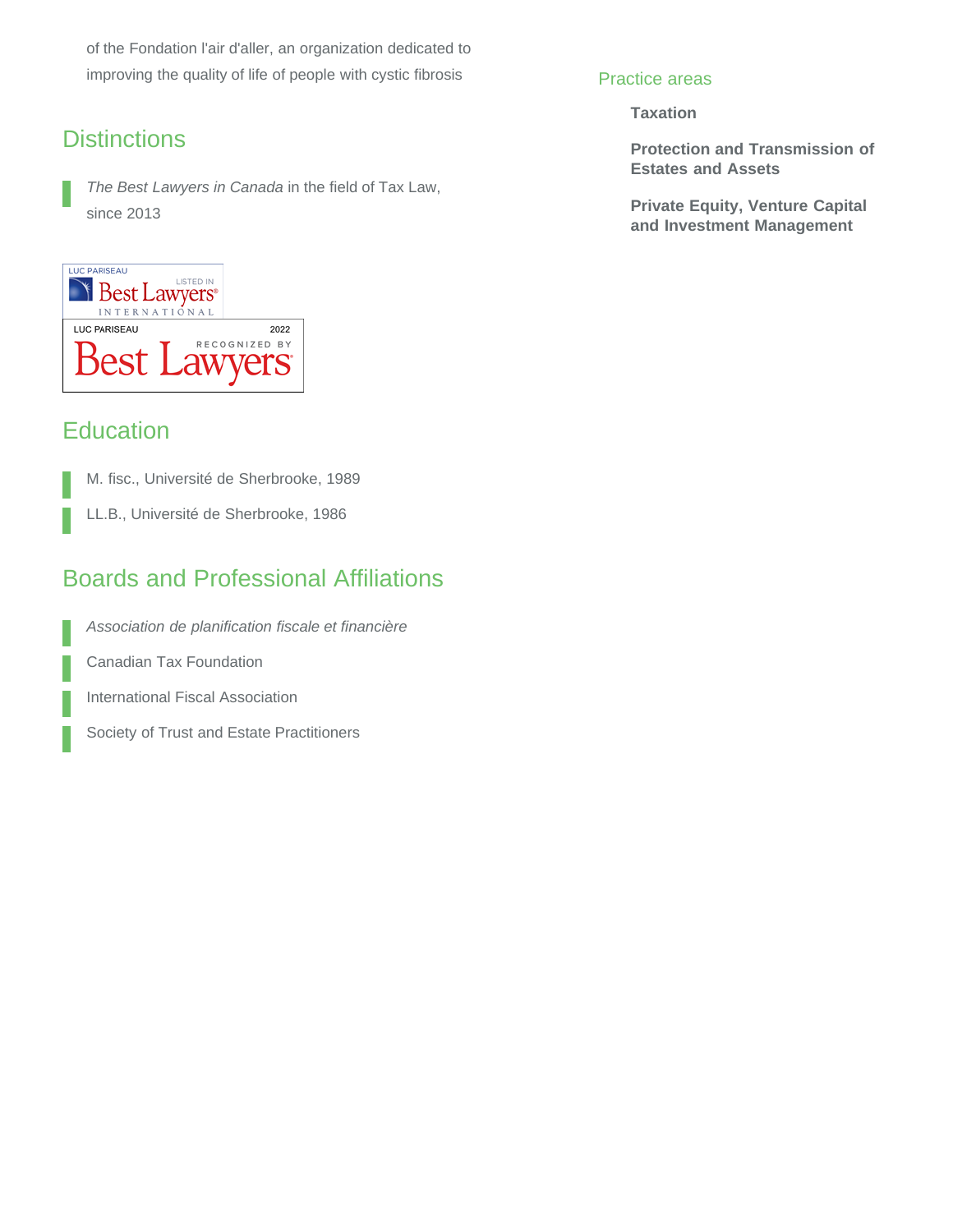of the Fondation l'air d'aller, an organization dedicated to improving the quality of life of people with cystic fibrosis

## Distinctions

- *The Best Lawyers in Canada* in the field of Tax Law, since 2013

LUC PARISEAU
LISTED IN
Best Lawyers
INTERNATIONAL

LUC PARISEAU 2022
RECOGNIZED BY
Best Lawyers

## Education

- M. fisc., Université de Sherbrooke, 1989
- LL.B., Université de Sherbrooke, 1986

## Boards and Professional Affiliations

- *Association de planification fiscale et financière*
- Canadian Tax Foundation
- International Fiscal Association
- Society of Trust and Estate Practitioners

## Practice areas

**Taxation**

**Protection and Transmission of Estates and Assets**

**Private Equity, Venture Capital and Investment Management**